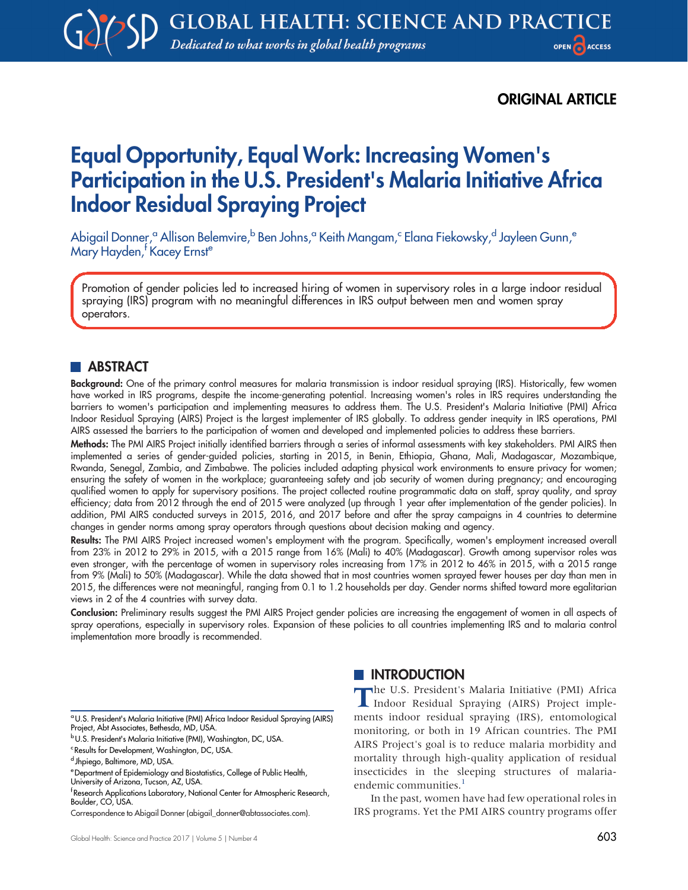ORIGINAL ARTICLE

# Equal Opportunity, Equal Work: Increasing Women's Participation in the U.S. President's Malaria Initiative Africa Indoor Residual Spraying Project

Abigail Donner,[a] Allison Belemvire,[b] Ben Johns,[a] Keith Mangam,[c] Elana Fiekowsky,[d] Jayleen Gunn,[e] Mary Hayden,[f] Kacey Ernst[e]

Promotion of gender policies led to increased hiring of women in supervisory roles in a large indoor residual spraying (IRS) program with no meaningful differences in IRS output between men and women spray operators.

## ABSTRACT

**Background:** One of the primary control measures for malaria transmission is indoor residual spraying (IRS). Historically, few women have worked in IRS programs, despite the income-generating potential. Increasing women's roles in IRS requires understanding the barriers to women's participation and implementing measures to address them. The U.S. President's Malaria Initiative (PMI) Africa Indoor Residual Spraying (AIRS) Project is the largest implementer of IRS globally. To address gender inequity in IRS operations, PMI AIRS assessed the barriers to the participation of women and developed and implemented policies to address these barriers.

**Methods:** The PMI AIRS Project initially identified barriers through a series of informal assessments with key stakeholders. PMI AIRS then implemented a series of gender-guided policies, starting in 2015, in Benin, Ethiopia, Ghana, Mali, Madagascar, Mozambique, Rwanda, Senegal, Zambia, and Zimbabwe. The policies included adapting physical work environments to ensure privacy for women; ensuring the safety of women in the workplace; guaranteeing safety and job security of women during pregnancy; and encouraging qualified women to apply for supervisory positions. The project collected routine programmatic data on staff, spray quality, and spray efficiency; data from 2012 through the end of 2015 were analyzed (up through 1 year after implementation of the gender policies). In addition, PMI AIRS conducted surveys in 2015, 2016, and 2017 before and after the spray campaigns in 4 countries to determine changes in gender norms among spray operators through questions about decision making and agency.

**Results:** The PMI AIRS Project increased women's employment with the program. Specifically, women's employment increased overall from 23% in 2012 to 29% in 2015, with a 2015 range from 16% (Mali) to 40% (Madagascar). Growth among supervisor roles was even stronger, with the percentage of women in supervisory roles increasing from 17% in 2012 to 46% in 2015, with a 2015 range from 9% (Mali) to 50% (Madagascar). While the data showed that in most countries women sprayed fewer houses per day than men in 2015, the differences were not meaningful, ranging from 0.1 to 1.2 households per day. Gender norms shifted toward more egalitarian views in 2 of the 4 countries with survey data.

**Conclusion:** Preliminary results suggest the PMI AIRS Project gender policies are increasing the engagement of women in all aspects of spray operations, especially in supervisory roles. Expansion of these policies to all countries implementing IRS and to malaria control implementation more broadly is recommended.

## INTRODUCTION

The U.S. President's Malaria Initiative (PMI) Africa Indoor Residual Spraying (AIRS) Project implements indoor residual spraying (IRS), entomological monitoring, or both in 19 African countries. The PMI AIRS Project's goal is to reduce malaria morbidity and mortality through high-quality application of residual insecticides in the sleeping structures of malaria-endemic communities.[1]

In the past, women have had few operational roles in IRS programs. Yet the PMI AIRS country programs offer

[a] U.S. President's Malaria Initiative (PMI) Africa Indoor Residual Spraying (AIRS) Project, Abt Associates, Bethesda, MD, USA.
[b] U.S. President's Malaria Initiative (PMI), Washington, DC, USA.
[c] Results for Development, Washington, DC, USA.
[d] Jhpiego, Baltimore, MD, USA.
[e] Department of Epidemiology and Biostatistics, College of Public Health, University of Arizona, Tucson, AZ, USA.
[f] Research Applications Laboratory, National Center for Atmospheric Research, Boulder, CO, USA.

Correspondence to Abigail Donner (abigail_donner@abtassociates.com).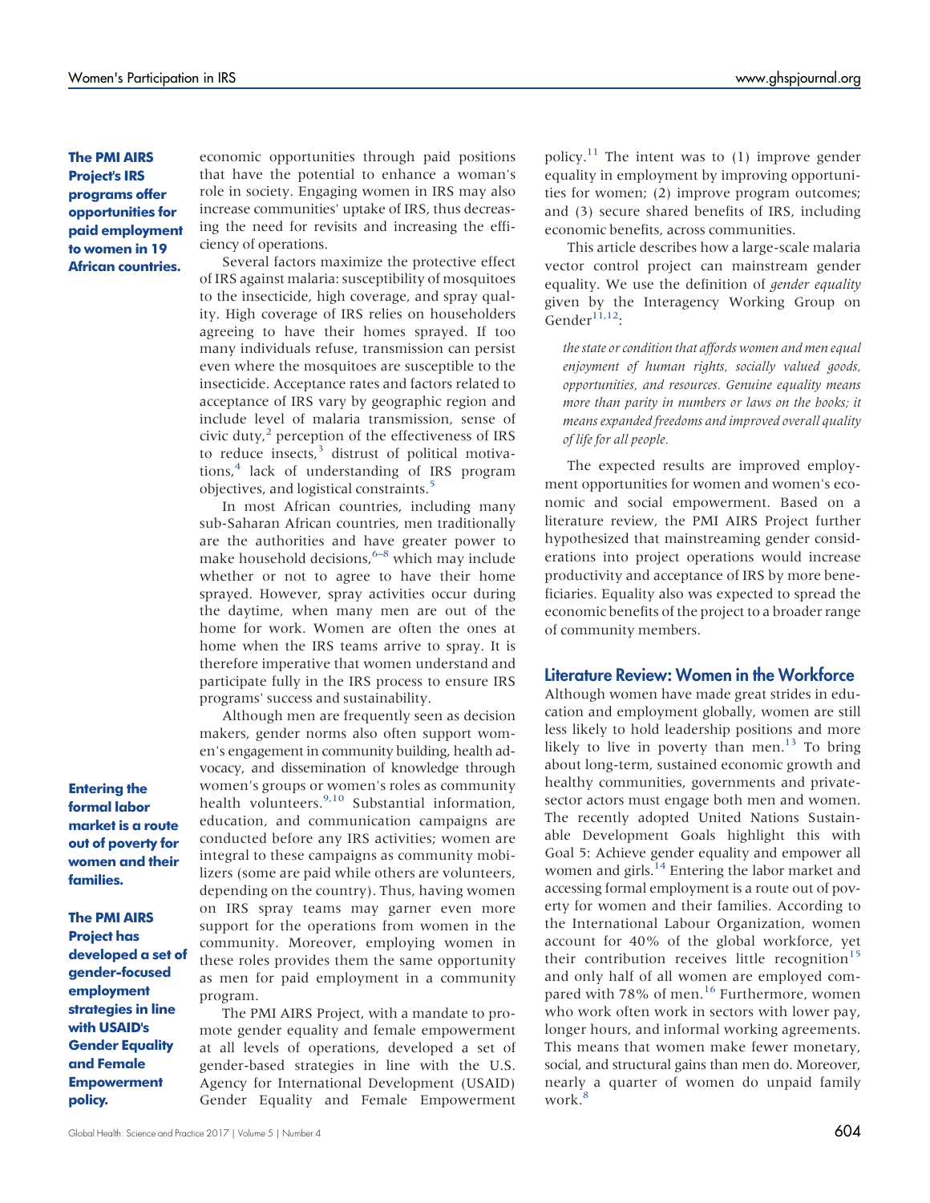**The PMI AIRS Project's IRS programs offer opportunities for paid employment to women in 19 African countries.**

economic opportunities through paid positions that have the potential to enhance a woman's role in society. Engaging women in IRS may also increase communities' uptake of IRS, thus decreasing the need for revisits and increasing the efficiency of operations.

Several factors maximize the protective effect of IRS against malaria: susceptibility of mosquitoes to the insecticide, high coverage, and spray quality. High coverage of IRS relies on householders agreeing to have their homes sprayed. If too many individuals refuse, transmission can persist even where the mosquitoes are susceptible to the insecticide. Acceptance rates and factors related to acceptance of IRS vary by geographic region and include level of malaria transmission, sense of civic duty,[2] perception of the effectiveness of IRS to reduce insects,[3] distrust of political motivations,[4] lack of understanding of IRS program objectives, and logistical constraints.[5]

In most African countries, including many sub-Saharan African countries, men traditionally are the authorities and have greater power to make household decisions,[6–8] which may include whether or not to agree to have their home sprayed. However, spray activities occur during the daytime, when many men are out of the home for work. Women are often the ones at home when the IRS teams arrive to spray. It is therefore imperative that women understand and participate fully in the IRS process to ensure IRS programs' success and sustainability.

**Entering the formal labor market is a route out of poverty for women and their families.**

Although men are frequently seen as decision makers, gender norms also often support women's engagement in community building, health advocacy, and dissemination of knowledge through women's groups or women's roles as community health volunteers.[9,10] Substantial information, education, and communication campaigns are conducted before any IRS activities; women are integral to these campaigns as community mobilizers (some are paid while others are volunteers, depending on the country). Thus, having women on IRS spray teams may garner even more support for the operations from women in the community. Moreover, employing women in these roles provides them the same opportunity as men for paid employment in a community program.

**The PMI AIRS Project has developed a set of gender-focused employment strategies in line with USAID's Gender Equality and Female Empowerment policy.**

The PMI AIRS Project, with a mandate to promote gender equality and female empowerment at all levels of operations, developed a set of gender-based strategies in line with the U.S. Agency for International Development (USAID) Gender Equality and Female Empowerment policy.[11] The intent was to (1) improve gender equality in employment by improving opportunities for women; (2) improve program outcomes; and (3) secure shared benefits of IRS, including economic benefits, across communities.

This article describes how a large-scale malaria vector control project can mainstream gender equality. We use the definition of *gender equality* given by the Interagency Working Group on Gender[11,12]:

> *the state or condition that affords women and men equal enjoyment of human rights, socially valued goods, opportunities, and resources. Genuine equality means more than parity in numbers or laws on the books; it means expanded freedoms and improved overall quality of life for all people.*

The expected results are improved employment opportunities for women and women's economic and social empowerment. Based on a literature review, the PMI AIRS Project further hypothesized that mainstreaming gender considerations into project operations would increase productivity and acceptance of IRS by more beneficiaries. Equality also was expected to spread the economic benefits of the project to a broader range of community members.

## Literature Review: Women in the Workforce

Although women have made great strides in education and employment globally, women are still less likely to hold leadership positions and more likely to live in poverty than men.[13] To bring about long-term, sustained economic growth and healthy communities, governments and private-sector actors must engage both men and women. The recently adopted United Nations Sustainable Development Goals highlight this with Goal 5: Achieve gender equality and empower all women and girls.[14] Entering the labor market and accessing formal employment is a route out of poverty for women and their families. According to the International Labour Organization, women account for 40% of the global workforce, yet their contribution receives little recognition[15] and only half of all women are employed compared with 78% of men.[16] Furthermore, women who work often work in sectors with lower pay, longer hours, and informal working agreements. This means that women make fewer monetary, social, and structural gains than men do. Moreover, nearly a quarter of women do unpaid family work.[8]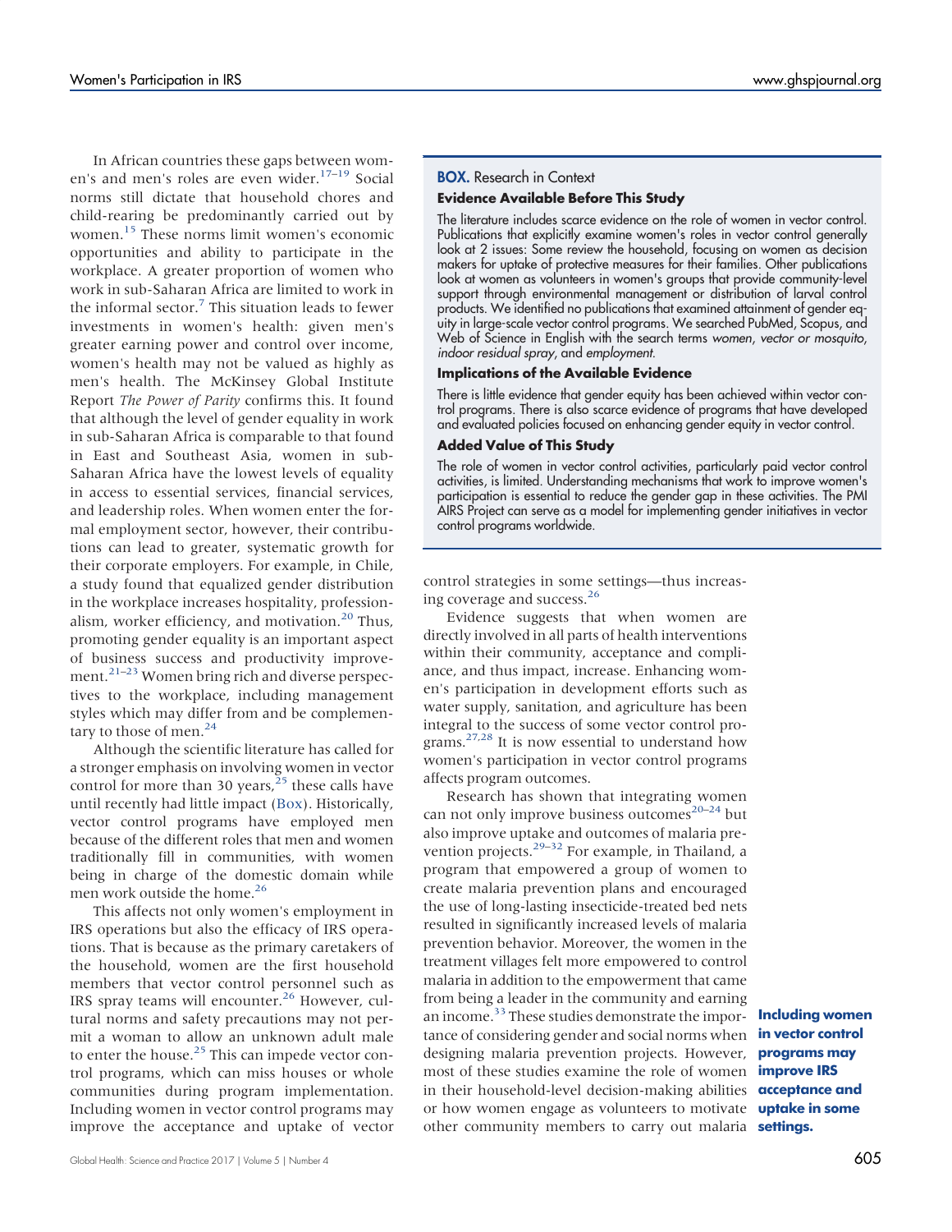In African countries these gaps between women's and men's roles are even wider.[17–19] Social norms still dictate that household chores and child-rearing be predominantly carried out by women.[15] These norms limit women's economic opportunities and ability to participate in the workplace. A greater proportion of women who work in sub-Saharan Africa are limited to work in the informal sector.[7] This situation leads to fewer investments in women's health: given men's greater earning power and control over income, women's health may not be valued as highly as men's health. The McKinsey Global Institute Report *The Power of Parity* confirms this. It found that although the level of gender equality in work in sub-Saharan Africa is comparable to that found in East and Southeast Asia, women in sub-Saharan Africa have the lowest levels of equality in access to essential services, financial services, and leadership roles. When women enter the formal employment sector, however, their contributions can lead to greater, systematic growth for their corporate employers. For example, in Chile, a study found that equalized gender distribution in the workplace increases hospitality, professionalism, worker efficiency, and motivation.[20] Thus, promoting gender equality is an important aspect of business success and productivity improvement.[21–23] Women bring rich and diverse perspectives to the workplace, including management styles which may differ from and be complementary to those of men.[24]

Although the scientific literature has called for a stronger emphasis on involving women in vector control for more than 30 years,[25] these calls have until recently had little impact (Box). Historically, vector control programs have employed men because of the different roles that men and women traditionally fill in communities, with women being in charge of the domestic domain while men work outside the home.[26]

This affects not only women's employment in IRS operations but also the efficacy of IRS operations. That is because as the primary caretakers of the household, women are the first household members that vector control personnel such as IRS spray teams will encounter.[26] However, cultural norms and safety precautions may not permit a woman to allow an unknown adult male to enter the house.[25] This can impede vector control programs, which can miss houses or whole communities during program implementation. Including women in vector control programs may improve the acceptance and uptake of vector control strategies in some settings—thus increasing coverage and success.[26]

> **BOX.** Research in Context
>
> **Evidence Available Before This Study**
>
> The literature includes scarce evidence on the role of women in vector control. Publications that explicitly examine women's roles in vector control generally look at 2 issues: Some review the household, focusing on women as decision makers for uptake of protective measures for their families. Other publications look at women as volunteers in women's groups that provide community-level support through environmental management or distribution of larval control products. We identified no publications that examined attainment of gender equity in large-scale vector control programs. We searched PubMed, Scopus, and Web of Science in English with the search terms *women*, *vector or mosquito*, *indoor residual spray*, and *employment*.
>
> **Implications of the Available Evidence**
>
> There is little evidence that gender equity has been achieved within vector control programs. There is also scarce evidence of programs that have developed and evaluated policies focused on enhancing gender equity in vector control.
>
> **Added Value of This Study**
>
> The role of women in vector control activities, particularly paid vector control activities, is limited. Understanding mechanisms that work to improve women's participation is essential to reduce the gender gap in these activities. The PMI AIRS Project can serve as a model for implementing gender initiatives in vector control programs worldwide.

Evidence suggests that when women are directly involved in all parts of health interventions within their community, acceptance and compliance, and thus impact, increase. Enhancing women's participation in development efforts such as water supply, sanitation, and agriculture has been integral to the success of some vector control programs.[27,28] It is now essential to understand how women's participation in vector control programs affects program outcomes.

Research has shown that integrating women can not only improve business outcomes[20–24] but also improve uptake and outcomes of malaria prevention projects.[29–32] For example, in Thailand, a program that empowered a group of women to create malaria prevention plans and encouraged the use of long-lasting insecticide-treated bed nets resulted in significantly increased levels of malaria prevention behavior. Moreover, the women in the treatment villages felt more empowered to control malaria in addition to the empowerment that came from being a leader in the community and earning an income.[33] These studies demonstrate the importance of considering gender and social norms when designing malaria prevention projects. However, most of these studies examine the role of women in their household-level decision-making abilities or how women engage as volunteers to motivate other community members to carry out malaria

**Including women in vector control programs may improve IRS acceptance and uptake in some settings.**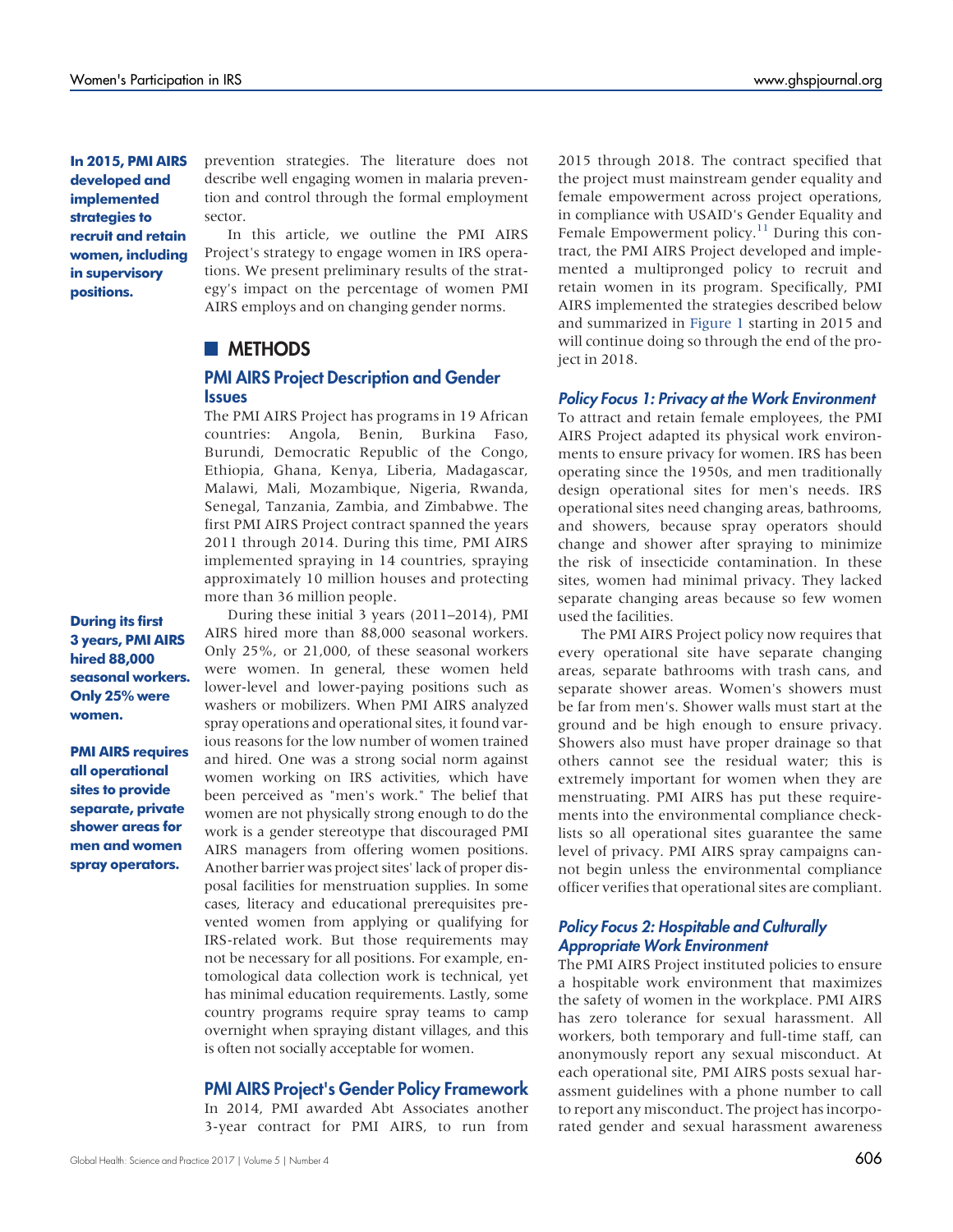**In 2015, PMI AIRS developed and implemented strategies to recruit and retain women, including in supervisory positions.**

prevention strategies. The literature does not describe well engaging women in malaria prevention and control through the formal employment sector.

In this article, we outline the PMI AIRS Project's strategy to engage women in IRS operations. We present preliminary results of the strategy's impact on the percentage of women PMI AIRS employs and on changing gender norms.

## METHODS

### PMI AIRS Project Description and Gender Issues

The PMI AIRS Project has programs in 19 African countries: Angola, Benin, Burkina Faso, Burundi, Democratic Republic of the Congo, Ethiopia, Ghana, Kenya, Liberia, Madagascar, Malawi, Mali, Mozambique, Nigeria, Rwanda, Senegal, Tanzania, Zambia, and Zimbabwe. The first PMI AIRS Project contract spanned the years 2011 through 2014. During this time, PMI AIRS implemented spraying in 14 countries, spraying approximately 10 million houses and protecting more than 36 million people.

**During its first 3 years, PMI AIRS hired 88,000 seasonal workers. Only 25% were women.**

During these initial 3 years (2011–2014), PMI AIRS hired more than 88,000 seasonal workers. Only 25%, or 21,000, of these seasonal workers were women. In general, these women held lower-level and lower-paying positions such as washers or mobilizers. When PMI AIRS analyzed spray operations and operational sites, it found various reasons for the low number of women trained and hired. One was a strong social norm against women working on IRS activities, which have been perceived as "men's work." The belief that women are not physically strong enough to do the work is a gender stereotype that discouraged PMI AIRS managers from offering women positions. Another barrier was project sites' lack of proper disposal facilities for menstruation supplies. In some cases, literacy and educational prerequisites prevented women from applying or qualifying for IRS-related work. But those requirements may not be necessary for all positions. For example, entomological data collection work is technical, yet has minimal education requirements. Lastly, some country programs require spray teams to camp overnight when spraying distant villages, and this is often not socially acceptable for women.

**PMI AIRS requires all operational sites to provide separate, private shower areas for men and women spray operators.**

### PMI AIRS Project's Gender Policy Framework

In 2014, PMI awarded Abt Associates another 3-year contract for PMI AIRS, to run from 2015 through 2018. The contract specified that the project must mainstream gender equality and female empowerment across project operations, in compliance with USAID's Gender Equality and Female Empowerment policy.[11] During this contract, the PMI AIRS Project developed and implemented a multipronged policy to recruit and retain women in its program. Specifically, PMI AIRS implemented the strategies described below and summarized in Figure 1 starting in 2015 and will continue doing so through the end of the project in 2018.

#### *Policy Focus 1: Privacy at the Work Environment*

To attract and retain female employees, the PMI AIRS Project adapted its physical work environments to ensure privacy for women. IRS has been operating since the 1950s, and men traditionally design operational sites for men's needs. IRS operational sites need changing areas, bathrooms, and showers, because spray operators should change and shower after spraying to minimize the risk of insecticide contamination. In these sites, women had minimal privacy. They lacked separate changing areas because so few women used the facilities.

The PMI AIRS Project policy now requires that every operational site have separate changing areas, separate bathrooms with trash cans, and separate shower areas. Women's showers must be far from men's. Shower walls must start at the ground and be high enough to ensure privacy. Showers also must have proper drainage so that others cannot see the residual water; this is extremely important for women when they are menstruating. PMI AIRS has put these requirements into the environmental compliance checklists so all operational sites guarantee the same level of privacy. PMI AIRS spray campaigns cannot begin unless the environmental compliance officer verifies that operational sites are compliant.

#### *Policy Focus 2: Hospitable and Culturally Appropriate Work Environment*

The PMI AIRS Project instituted policies to ensure a hospitable work environment that maximizes the safety of women in the workplace. PMI AIRS has zero tolerance for sexual harassment. All workers, both temporary and full-time staff, can anonymously report any sexual misconduct. At each operational site, PMI AIRS posts sexual harassment guidelines with a phone number to call to report any misconduct. The project has incorporated gender and sexual harassment awareness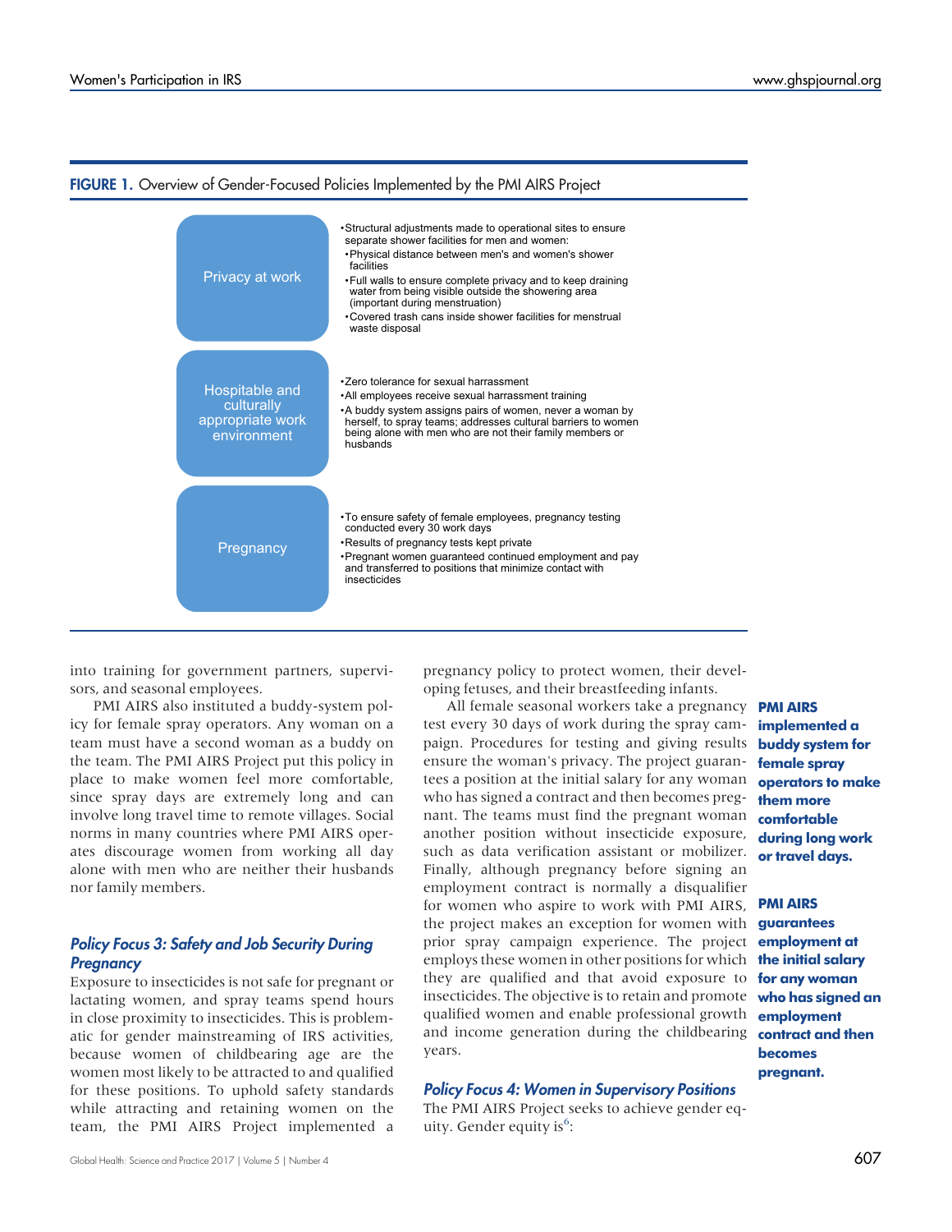**FIGURE 1.** Overview of Gender-Focused Policies Implemented by the PMI AIRS Project

| Policy | Details |
|---|---|
| Privacy at work | • Structural adjustments made to operational sites to ensure separate shower facilities for men and women: • Physical distance between men's and women's shower facilities • Full walls to ensure complete privacy and to keep draining water from being visible outside the showering area (important during menstruation) • Covered trash cans inside shower facilities for menstrual waste disposal |
| Hospitable and culturally appropriate work environment | • Zero tolerance for sexual harrassment • All employees receive sexual harrassment training • A buddy system assigns pairs of women, never a woman by herself, to spray teams; addresses cultural barriers to women being alone with men who are not their family members or husbands |
| Pregnancy | • To ensure safety of female employees, pregnancy testing conducted every 30 work days • Results of pregnancy tests kept private • Pregnant women guaranteed continued employment and pay and transferred to positions that minimize contact with insecticides |

into training for government partners, supervisors, and seasonal employees.

PMI AIRS also instituted a buddy-system policy for female spray operators. Any woman on a team must have a second woman as a buddy on the team. The PMI AIRS Project put this policy in place to make women feel more comfortable, since spray days are extremely long and can involve long travel time to remote villages. Social norms in many countries where PMI AIRS operates discourage women from working all day alone with men who are neither their husbands nor family members.

**PMI AIRS implemented a buddy system for female spray operators to make them more comfortable during long work or travel days.**

### *Policy Focus 3: Safety and Job Security During Pregnancy*

Exposure to insecticides is not safe for pregnant or lactating women, and spray teams spend hours in close proximity to insecticides. This is problematic for gender mainstreaming of IRS activities, because women of childbearing age are the women most likely to be attracted to and qualified for these positions. To uphold safety standards while attracting and retaining women on the team, the PMI AIRS Project implemented a pregnancy policy to protect women, their developing fetuses, and their breastfeeding infants.

All female seasonal workers take a pregnancy test every 30 days of work during the spray campaign. Procedures for testing and giving results ensure the woman's privacy. The project guarantees a position at the initial salary for any woman who has signed a contract and then becomes pregnant. The teams must find the pregnant woman another position without insecticide exposure, such as data verification assistant or mobilizer. Finally, although pregnancy before signing an employment contract is normally a disqualifier for women who aspire to work with PMI AIRS, the project makes an exception for women with prior spray campaign experience. The project employs these women in other positions for which they are qualified and that avoid exposure to insecticides. The objective is to retain and promote qualified women and enable professional growth and income generation during the childbearing years.

**PMI AIRS guarantees employment at the initial salary for any woman who has signed an employment contract and then becomes pregnant.**

### *Policy Focus 4: Women in Supervisory Positions*

The PMI AIRS Project seeks to achieve gender equity. Gender equity is[6]: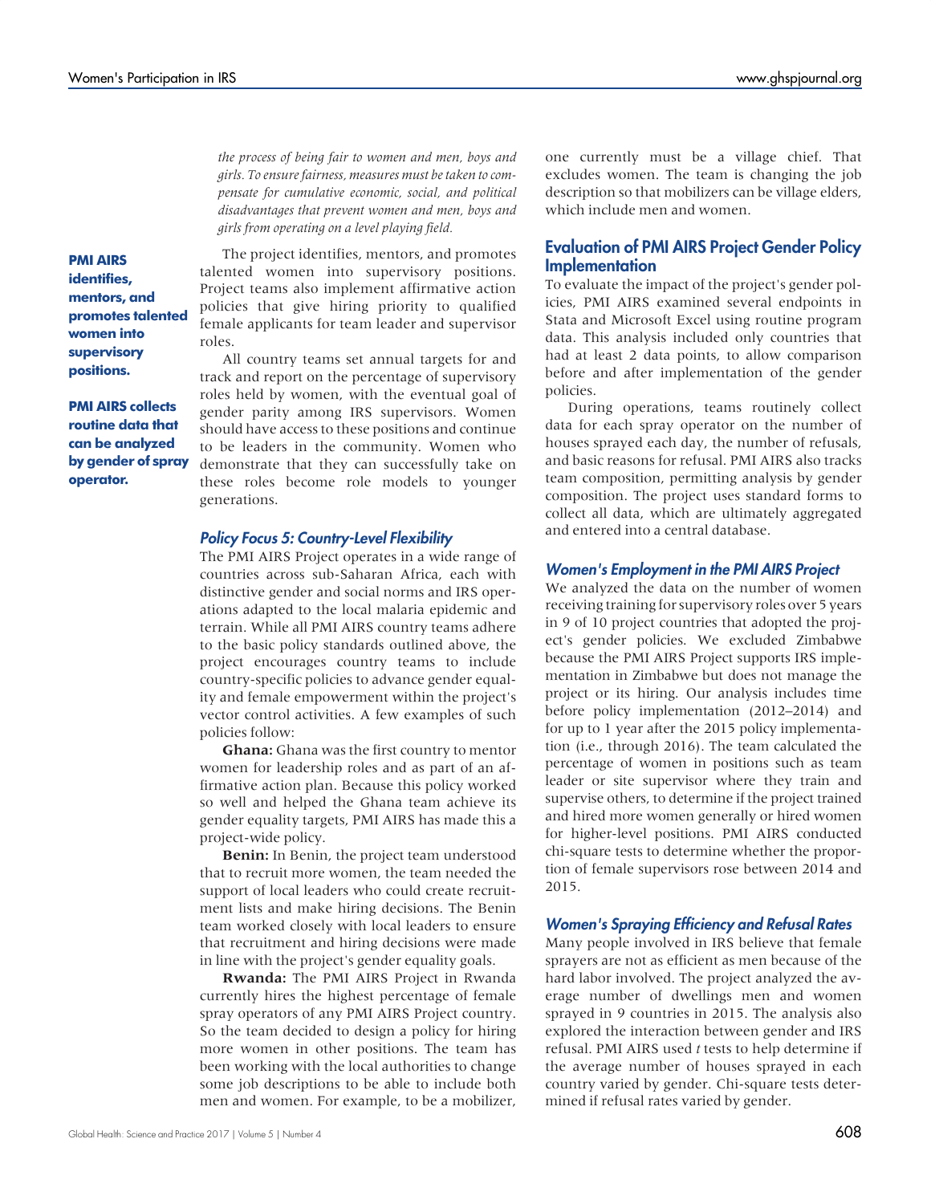*the process of being fair to women and men, boys and girls. To ensure fairness, measures must be taken to compensate for cumulative economic, social, and political disadvantages that prevent women and men, boys and girls from operating on a level playing field.*

**PMI AIRS identifies, mentors, and promotes talented women into supervisory positions.**

The project identifies, mentors, and promotes talented women into supervisory positions. Project teams also implement affirmative action policies that give hiring priority to qualified female applicants for team leader and supervisor roles.

**PMI AIRS collects routine data that can be analyzed by gender of spray operator.**

All country teams set annual targets for and track and report on the percentage of supervisory roles held by women, with the eventual goal of gender parity among IRS supervisors. Women should have access to these positions and continue to be leaders in the community. Women who demonstrate that they can successfully take on these roles become role models to younger generations.

### Policy Focus 5: Country-Level Flexibility

The PMI AIRS Project operates in a wide range of countries across sub-Saharan Africa, each with distinctive gender and social norms and IRS operations adapted to the local malaria epidemic and terrain. While all PMI AIRS country teams adhere to the basic policy standards outlined above, the project encourages country teams to include country-specific policies to advance gender equality and female empowerment within the project's vector control activities. A few examples of such policies follow:

**Ghana:** Ghana was the first country to mentor women for leadership roles and as part of an affirmative action plan. Because this policy worked so well and helped the Ghana team achieve its gender equality targets, PMI AIRS has made this a project-wide policy.

**Benin:** In Benin, the project team understood that to recruit more women, the team needed the support of local leaders who could create recruitment lists and make hiring decisions. The Benin team worked closely with local leaders to ensure that recruitment and hiring decisions were made in line with the project's gender equality goals.

**Rwanda:** The PMI AIRS Project in Rwanda currently hires the highest percentage of female spray operators of any PMI AIRS Project country. So the team decided to design a policy for hiring more women in other positions. The team has been working with the local authorities to change some job descriptions to be able to include both men and women. For example, to be a mobilizer, one currently must be a village chief. That excludes women. The team is changing the job description so that mobilizers can be village elders, which include men and women.

## Evaluation of PMI AIRS Project Gender Policy Implementation

To evaluate the impact of the project's gender policies, PMI AIRS examined several endpoints in Stata and Microsoft Excel using routine program data. This analysis included only countries that had at least 2 data points, to allow comparison before and after implementation of the gender policies.

During operations, teams routinely collect data for each spray operator on the number of houses sprayed each day, the number of refusals, and basic reasons for refusal. PMI AIRS also tracks team composition, permitting analysis by gender composition. The project uses standard forms to collect all data, which are ultimately aggregated and entered into a central database.

### Women's Employment in the PMI AIRS Project

We analyzed the data on the number of women receiving training for supervisory roles over 5 years in 9 of 10 project countries that adopted the project's gender policies. We excluded Zimbabwe because the PMI AIRS Project supports IRS implementation in Zimbabwe but does not manage the project or its hiring. Our analysis includes time before policy implementation (2012–2014) and for up to 1 year after the 2015 policy implementation (i.e., through 2016). The team calculated the percentage of women in positions such as team leader or site supervisor where they train and supervise others, to determine if the project trained and hired more women generally or hired women for higher-level positions. PMI AIRS conducted chi-square tests to determine whether the proportion of female supervisors rose between 2014 and 2015.

### Women's Spraying Efficiency and Refusal Rates

Many people involved in IRS believe that female sprayers are not as efficient as men because of the hard labor involved. The project analyzed the average number of dwellings men and women sprayed in 9 countries in 2015. The analysis also explored the interaction between gender and IRS refusal. PMI AIRS used *t* tests to help determine if the average number of houses sprayed in each country varied by gender. Chi-square tests determined if refusal rates varied by gender.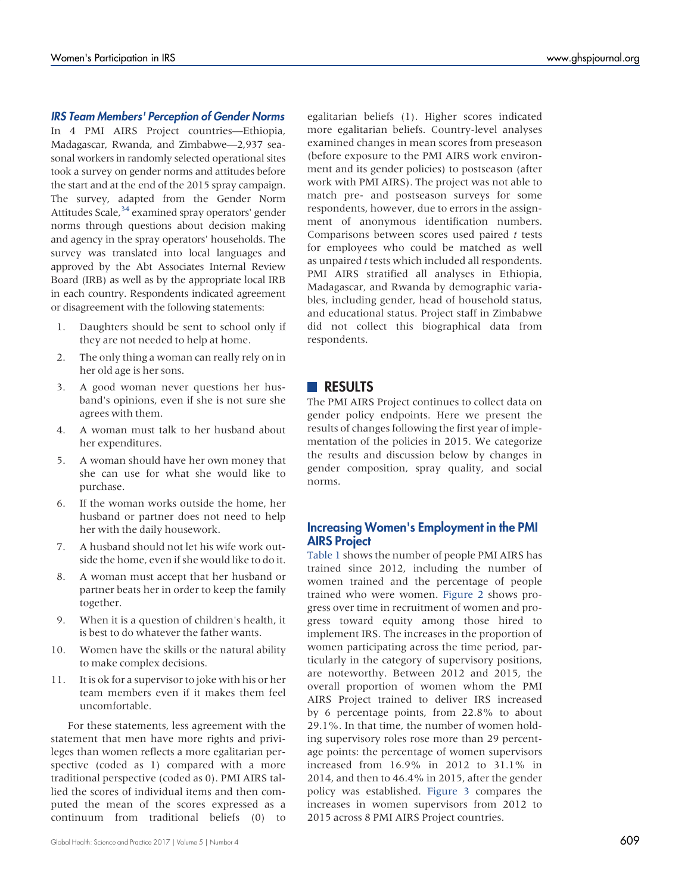### IRS Team Members' Perception of Gender Norms

In 4 PMI AIRS Project countries—Ethiopia, Madagascar, Rwanda, and Zimbabwe—2,937 seasonal workers in randomly selected operational sites took a survey on gender norms and attitudes before the start and at the end of the 2015 spray campaign. The survey, adapted from the Gender Norm Attitudes Scale,[34] examined spray operators' gender norms through questions about decision making and agency in the spray operators' households. The survey was translated into local languages and approved by the Abt Associates Internal Review Board (IRB) as well as by the appropriate local IRB in each country. Respondents indicated agreement or disagreement with the following statements:

1. Daughters should be sent to school only if they are not needed to help at home.
2. The only thing a woman can really rely on in her old age is her sons.
3. A good woman never questions her husband's opinions, even if she is not sure she agrees with them.
4. A woman must talk to her husband about her expenditures.
5. A woman should have her own money that she can use for what she would like to purchase.
6. If the woman works outside the home, her husband or partner does not need to help her with the daily housework.
7. A husband should not let his wife work outside the home, even if she would like to do it.
8. A woman must accept that her husband or partner beats her in order to keep the family together.
9. When it is a question of children's health, it is best to do whatever the father wants.
10. Women have the skills or the natural ability to make complex decisions.
11. It is ok for a supervisor to joke with his or her team members even if it makes them feel uncomfortable.

For these statements, less agreement with the statement that men have more rights and privileges than women reflects a more egalitarian perspective (coded as 1) compared with a more traditional perspective (coded as 0). PMI AIRS tallied the scores of individual items and then computed the mean of the scores expressed as a continuum from traditional beliefs (0) to egalitarian beliefs (1). Higher scores indicated more egalitarian beliefs. Country-level analyses examined changes in mean scores from preseason (before exposure to the PMI AIRS work environment and its gender policies) to postseason (after work with PMI AIRS). The project was not able to match pre- and postseason surveys for some respondents, however, due to errors in the assignment of anonymous identification numbers. Comparisons between scores used paired *t* tests for employees who could be matched as well as unpaired *t* tests which included all respondents. PMI AIRS stratified all analyses in Ethiopia, Madagascar, and Rwanda by demographic variables, including gender, head of household status, and educational status. Project staff in Zimbabwe did not collect this biographical data from respondents.

## RESULTS

The PMI AIRS Project continues to collect data on gender policy endpoints. Here we present the results of changes following the first year of implementation of the policies in 2015. We categorize the results and discussion below by changes in gender composition, spray quality, and social norms.

### Increasing Women's Employment in the PMI AIRS Project

Table 1 shows the number of people PMI AIRS has trained since 2012, including the number of women trained and the percentage of people trained who were women. Figure 2 shows progress over time in recruitment of women and progress toward equity among those hired to implement IRS. The increases in the proportion of women participating across the time period, particularly in the category of supervisory positions, are noteworthy. Between 2012 and 2015, the overall proportion of women whom the PMI AIRS Project trained to deliver IRS increased by 6 percentage points, from 22.8% to about 29.1%. In that time, the number of women holding supervisory roles rose more than 29 percentage points: the percentage of women supervisors increased from 16.9% in 2012 to 31.1% in 2014, and then to 46.4% in 2015, after the gender policy was established. Figure 3 compares the increases in women supervisors from 2012 to 2015 across 8 PMI AIRS Project countries.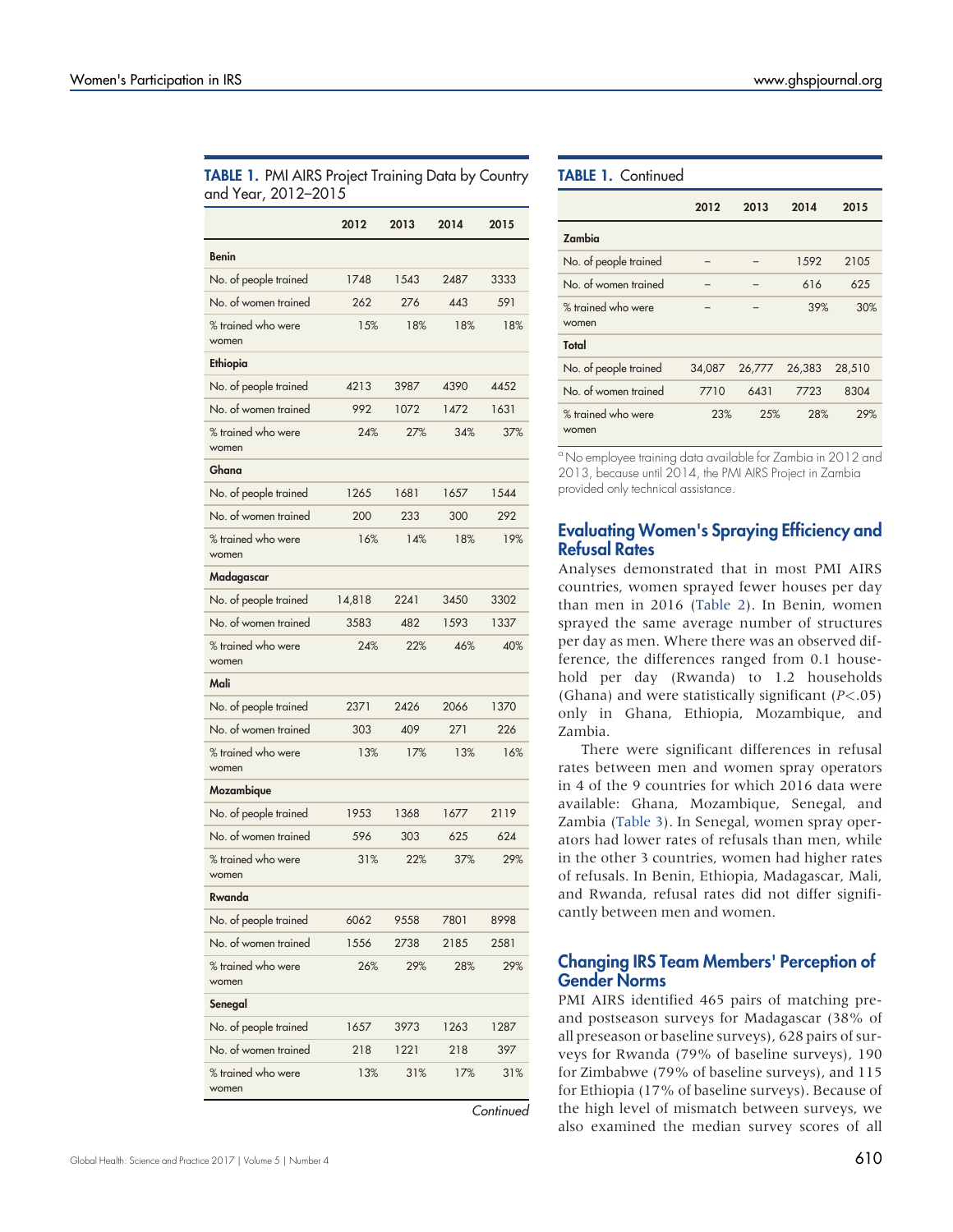**TABLE 1.** PMI AIRS Project Training Data by Country and Year, 2012–2015

| | 2012 | 2013 | 2014 | 2015 |
|---|---|---|---|---|
| **Benin** | | | | |
| No. of people trained | 1748 | 1543 | 2487 | 3333 |
| No. of women trained | 262 | 276 | 443 | 591 |
| % trained who were women | 15% | 18% | 18% | 18% |
| **Ethiopia** | | | | |
| No. of people trained | 4213 | 3987 | 4390 | 4452 |
| No. of women trained | 992 | 1072 | 1472 | 1631 |
| % trained who were women | 24% | 27% | 34% | 37% |
| **Ghana** | | | | |
| No. of people trained | 1265 | 1681 | 1657 | 1544 |
| No. of women trained | 200 | 233 | 300 | 292 |
| % trained who were women | 16% | 14% | 18% | 19% |
| **Madagascar** | | | | |
| No. of people trained | 14,818 | 2241 | 3450 | 3302 |
| No. of women trained | 3583 | 482 | 1593 | 1337 |
| % trained who were women | 24% | 22% | 46% | 40% |
| **Mali** | | | | |
| No. of people trained | 2371 | 2426 | 2066 | 1370 |
| No. of women trained | 303 | 409 | 271 | 226 |
| % trained who were women | 13% | 17% | 13% | 16% |
| **Mozambique** | | | | |
| No. of people trained | 1953 | 1368 | 1677 | 2119 |
| No. of women trained | 596 | 303 | 625 | 624 |
| % trained who were women | 31% | 22% | 37% | 29% |
| **Rwanda** | | | | |
| No. of people trained | 6062 | 9558 | 7801 | 8998 |
| No. of women trained | 1556 | 2738 | 2185 | 2581 |
| % trained who were women | 26% | 29% | 28% | 29% |
| **Senegal** | | | | |
| No. of people trained | 1657 | 3973 | 1263 | 1287 |
| No. of women trained | 218 | 1221 | 218 | 397 |
| % trained who were women | 13% | 31% | 17% | 31% |
| **Zambia** | | | | |
| No. of people trained | – | – | 1592 | 2105 |
| No. of women trained | – | – | 616 | 625 |
| % trained who were women | – | – | 39% | 30% |
| **Total** | | | | |
| No. of people trained | 34,087 | 26,777 | 26,383 | 28,510 |
| No. of women trained | 7710 | 6431 | 7723 | 8304 |
| % trained who were women | 23% | 25% | 28% | 29% |

[a] No employee training data available for Zambia in 2012 and 2013, because until 2014, the PMI AIRS Project in Zambia provided only technical assistance.

## Evaluating Women's Spraying Efficiency and Refusal Rates

Analyses demonstrated that in most PMI AIRS countries, women sprayed fewer houses per day than men in 2016 (Table 2). In Benin, women sprayed the same average number of structures per day as men. Where there was an observed difference, the differences ranged from 0.1 household per day (Rwanda) to 1.2 households (Ghana) and were statistically significant ($P<.05$) only in Ghana, Ethiopia, Mozambique, and Zambia.

There were significant differences in refusal rates between men and women spray operators in 4 of the 9 countries for which 2016 data were available: Ghana, Mozambique, Senegal, and Zambia (Table 3). In Senegal, women spray operators had lower rates of refusals than men, while in the other 3 countries, women had higher rates of refusals. In Benin, Ethiopia, Madagascar, Mali, and Rwanda, refusal rates did not differ significantly between men and women.

## Changing IRS Team Members' Perception of Gender Norms

PMI AIRS identified 465 pairs of matching pre- and postseason surveys for Madagascar (38% of all preseason or baseline surveys), 628 pairs of surveys for Rwanda (79% of baseline surveys), 190 for Zimbabwe (79% of baseline surveys), and 115 for Ethiopia (17% of baseline surveys). Because of the high level of mismatch between surveys, we also examined the median survey scores of all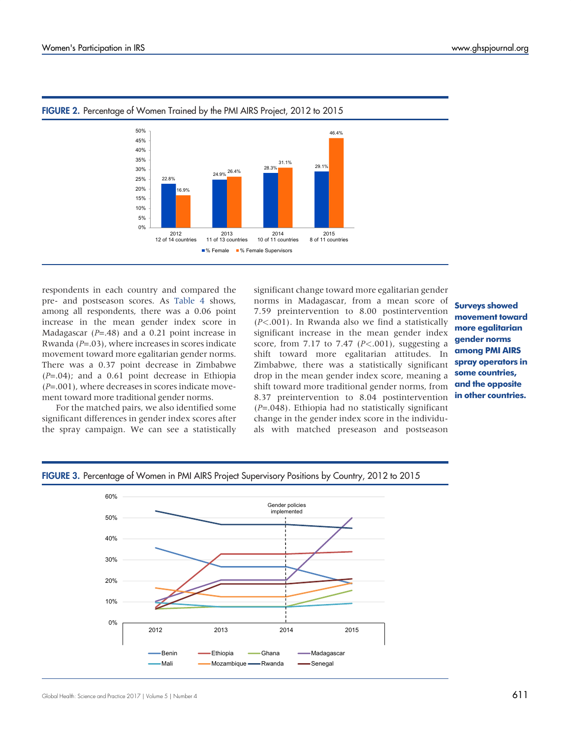**FIGURE 2.** Percentage of Women Trained by the PMI AIRS Project, 2012 to 2015

**FIGURE 3.** Percentage of Women in PMI AIRS Project Supervisory Positions by Country, 2012 to 2015

respondents in each country and compared the pre- and postseason scores. As Table 4 shows, among all respondents, there was a 0.06 point increase in the mean gender index score in Madagascar ($P$=.48) and a 0.21 point increase in Rwanda ($P$=.03), where increases in scores indicate movement toward more egalitarian gender norms. There was a 0.37 point decrease in Zimbabwe ($P$=.04); and a 0.61 point decrease in Ethiopia ($P$=.001), where decreases in scores indicate movement toward more traditional gender norms.

For the matched pairs, we also identified some significant differences in gender index scores after the spray campaign. We can see a statistically significant change toward more egalitarian gender norms in Madagascar, from a mean score of 7.59 preintervention to 8.00 postintervention ($P$<.001). In Rwanda also we find a statistically significant increase in the mean gender index score, from 7.17 to 7.47 ($P$<.001), suggesting a shift toward more egalitarian attitudes. In Zimbabwe, there was a statistically significant drop in the mean gender index score, meaning a shift toward more traditional gender norms, from 8.37 preintervention to 8.04 postintervention ($P$=.048). Ethiopia had no statistically significant change in the gender index score in the individuals with matched preseason and postseason

**Surveys showed movement toward more egalitarian gender norms among PMI AIRS spray operators in some countries, and the opposite in other countries.**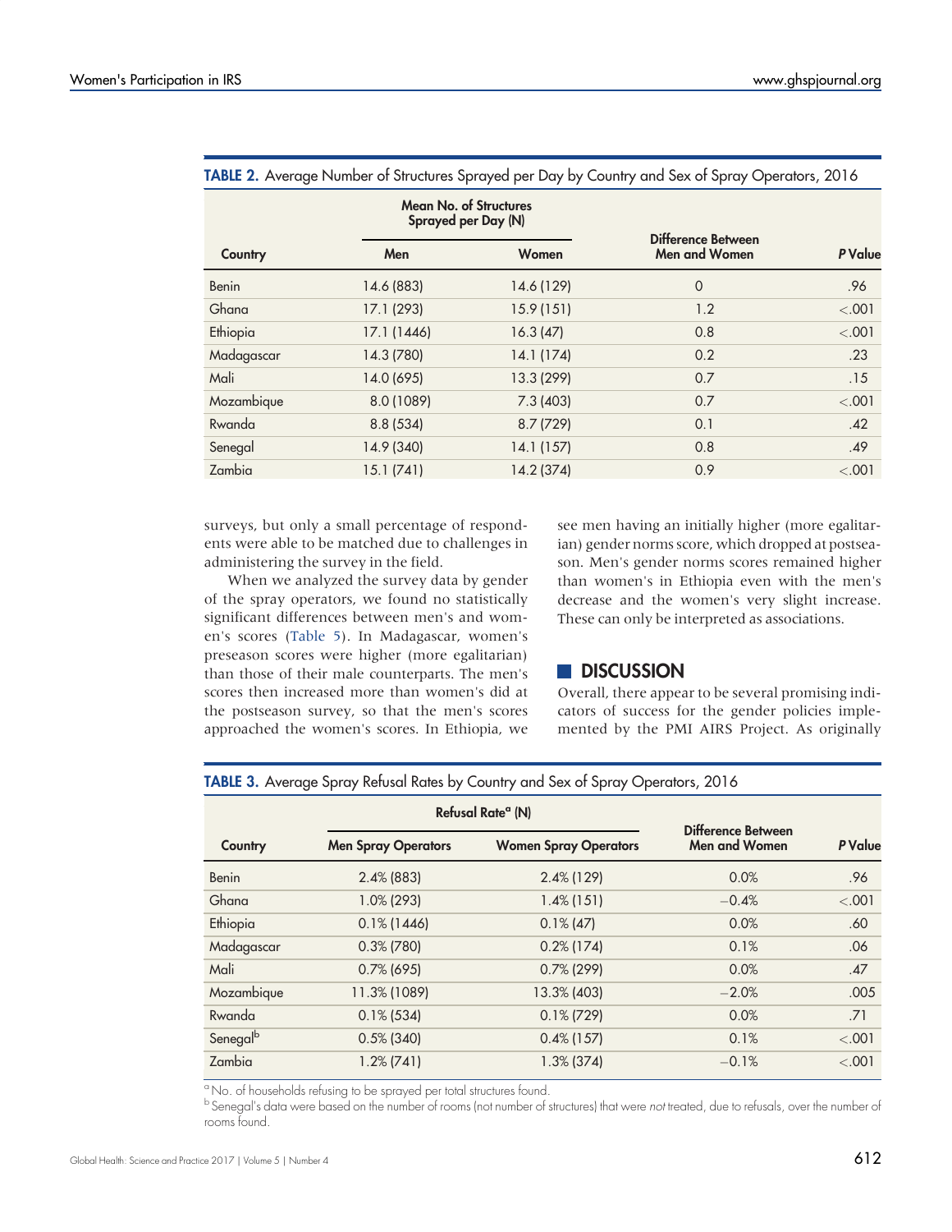**TABLE 2.** Average Number of Structures Sprayed per Day by Country and Sex of Spray Operators, 2016

| Country | Mean No. of Structures Sprayed per Day (N) | | Difference Between Men and Women | *P* Value |
|---|---|---|---|---|
| | Men | Women | | |
| Benin | 14.6 (883) | 14.6 (129) | 0 | .96 |
| Ghana | 17.1 (293) | 15.9 (151) | 1.2 | <.001 |
| Ethiopia | 17.1 (1446) | 16.3 (47) | 0.8 | <.001 |
| Madagascar | 14.3 (780) | 14.1 (174) | 0.2 | .23 |
| Mali | 14.0 (695) | 13.3 (299) | 0.7 | .15 |
| Mozambique | 8.0 (1089) | 7.3 (403) | 0.7 | <.001 |
| Rwanda | 8.8 (534) | 8.7 (729) | 0.1 | .42 |
| Senegal | 14.9 (340) | 14.1 (157) | 0.8 | .49 |
| Zambia | 15.1 (741) | 14.2 (374) | 0.9 | <.001 |

surveys, but only a small percentage of respondents were able to be matched due to challenges in administering the survey in the field.

When we analyzed the survey data by gender of the spray operators, we found no statistically significant differences between men's and women's scores (Table 5). In Madagascar, women's preseason scores were higher (more egalitarian) than those of their male counterparts. The men's scores then increased more than women's did at the postseason survey, so that the men's scores approached the women's scores. In Ethiopia, we see men having an initially higher (more egalitarian) gender norms score, which dropped at postseason. Men's gender norms scores remained higher than women's in Ethiopia even with the men's decrease and the women's very slight increase. These can only be interpreted as associations.

## DISCUSSION

Overall, there appear to be several promising indicators of success for the gender policies implemented by the PMI AIRS Project. As originally

**TABLE 3.** Average Spray Refusal Rates by Country and Sex of Spray Operators, 2016

| Country | Refusal Rate[a] (N) | | Difference Between Men and Women | *P* Value |
|---|---|---|---|---|
| | Men Spray Operators | Women Spray Operators | | |
| Benin | 2.4% (883) | 2.4% (129) | 0.0% | .96 |
| Ghana | 1.0% (293) | 1.4% (151) | −0.4% | <.001 |
| Ethiopia | 0.1% (1446) | 0.1% (47) | 0.0% | .60 |
| Madagascar | 0.3% (780) | 0.2% (174) | 0.1% | .06 |
| Mali | 0.7% (695) | 0.7% (299) | 0.0% | .47 |
| Mozambique | 11.3% (1089) | 13.3% (403) | −2.0% | .005 |
| Rwanda | 0.1% (534) | 0.1% (729) | 0.0% | .71 |
| Senegal[b] | 0.5% (340) | 0.4% (157) | 0.1% | <.001 |
| Zambia | 1.2% (741) | 1.3% (374) | −0.1% | <.001 |

[a] No. of households refusing to be sprayed per total structures found.
[b] Senegal's data were based on the number of rooms (not number of structures) that were *not* treated, due to refusals, over the number of rooms found.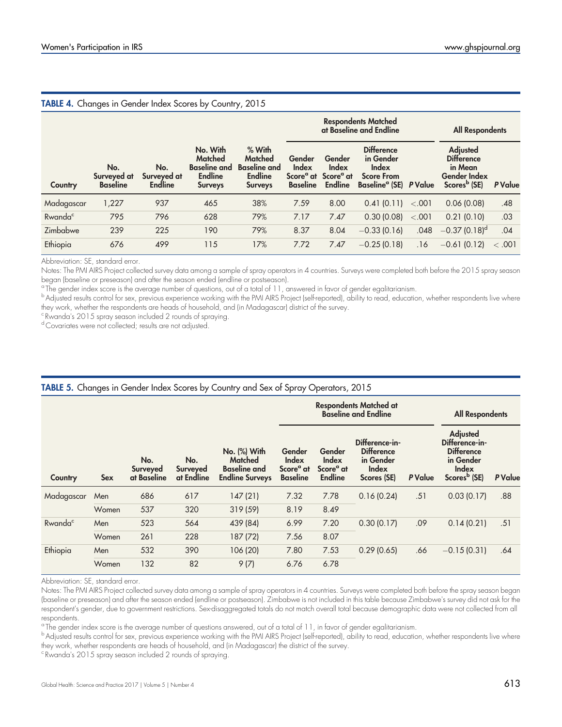**TABLE 4.** Changes in Gender Index Scores by Country, 2015

| Country | No. Surveyed at Baseline | No. Surveyed at Endline | No. With Matched Baseline and Endline Surveys | % With Matched Baseline and Endline Surveys | Respondents Matched at Baseline and Endline | | | | All Respondents | |
|---|---|---|---|---|---|---|---|---|---|---|
| | | | | | Gender Index Score[a] at Baseline | Gender Index Score[a] at Endline | Difference in Gender Index Score From Baseline[a] (SE) | P Value | Adjusted Difference in Mean Gender Index Scores[b] (SE) | P Value |
| Madagascar | 1,227 | 937 | 465 | 38% | 7.59 | 8.00 | 0.41 (0.11) | <.001 | 0.06 (0.08) | .48 |
| Rwanda[c] | 795 | 796 | 628 | 79% | 7.17 | 7.47 | 0.30 (0.08) | <.001 | 0.21 (0.10) | .03 |
| Zimbabwe | 239 | 225 | 190 | 79% | 8.37 | 8.04 | −0.33 (0.16) | .048 | −0.37 (0.18)[d] | .04 |
| Ethiopia | 676 | 499 | 115 | 17% | 7.72 | 7.47 | −0.25 (0.18) | .16 | −0.61 (0.12) | <.001 |

Abbreviation: SE, standard error.

Notes: The PMI AIRS Project collected survey data among a sample of spray operators in 4 countries. Surveys were completed both before the 2015 spray season began (baseline or preseason) and after the season ended (endline or postseason).

[a] The gender index score is the average number of questions, out of a total of 11, answered in favor of gender egalitarianism.

[b] Adjusted results control for sex, previous experience working with the PMI AIRS Project (self-reported), ability to read, education, whether respondents live where they work, whether the respondents are heads of household, and (in Madagascar) district of the survey.

[c] Rwanda's 2015 spray season included 2 rounds of spraying.

[d] Covariates were not collected; results are not adjusted.

**TABLE 5.** Changes in Gender Index Scores by Country and Sex of Spray Operators, 2015

| Country | Sex | No. Surveyed at Baseline | No. Surveyed at Endline | No. (%) With Matched Baseline and Endline Surveys | Respondents Matched at Baseline and Endline | | | | All Respondents | |
|---|---|---|---|---|---|---|---|---|---|---|
| | | | | | Gender Index Score[a] at Baseline | Gender Index Score[a] at Endline | Difference-in-Difference in Gender Index Scores (SE) | P Value | Adjusted Difference-in-Difference in Gender Index Scores[b] (SE) | P Value |
| Madagascar | Men | 686 | 617 | 147 (21) | 7.32 | 7.78 | 0.16 (0.24) | .51 | 0.03 (0.17) | .88 |
| | Women | 537 | 320 | 319 (59) | 8.19 | 8.49 | | | | |
| Rwanda[c] | Men | 523 | 564 | 439 (84) | 6.99 | 7.20 | 0.30 (0.17) | .09 | 0.14 (0.21) | .51 |
| | Women | 261 | 228 | 187 (72) | 7.56 | 8.07 | | | | |
| Ethiopia | Men | 532 | 390 | 106 (20) | 7.80 | 7.53 | 0.29 (0.65) | .66 | −0.15 (0.31) | .64 |
| | Women | 132 | 82 | 9 (7) | 6.76 | 6.78 | | | | |

Abbreviation: SE, standard error.

Notes: The PMI AIRS Project collected survey data among a sample of spray operators in 4 countries. Surveys were completed both before the spray season began (baseline or preseason) and after the season ended (endline or postseason). Zimbabwe is not included in this table because Zimbabwe's survey did not ask for the respondent's gender, due to government restrictions. Sex-disaggregated totals do not match overall total because demographic data were not collected from all respondents.

[a] The gender index score is the average number of questions answered, out of a total of 11, in favor of gender egalitarianism.

[b] Adjusted results control for sex, previous experience working with the PMI AIRS Project (self-reported), ability to read, education, whether respondents live where they work, whether respondents are heads of household, and (in Madagascar) the district of the survey.

[c] Rwanda's 2015 spray season included 2 rounds of spraying.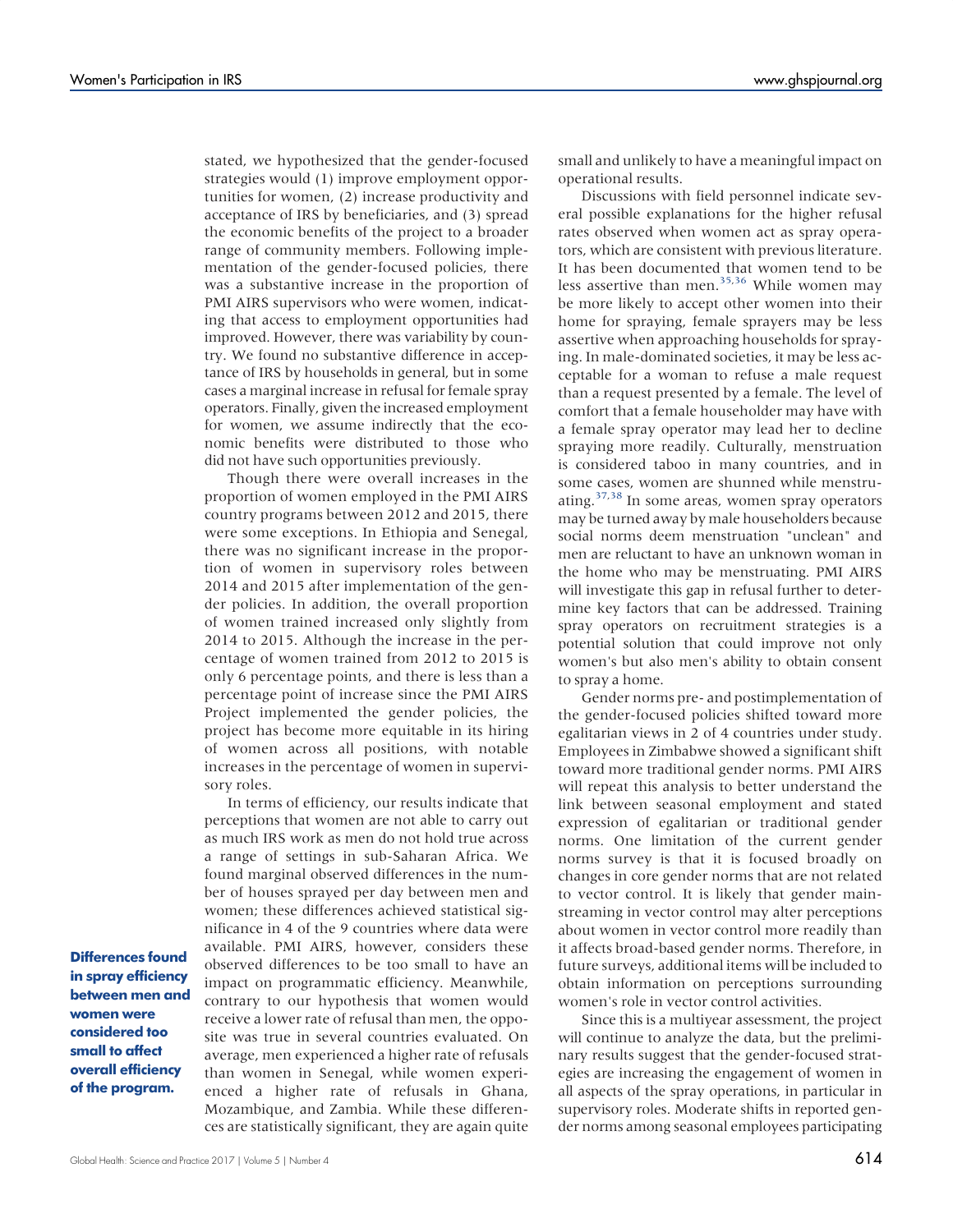stated, we hypothesized that the gender-focused strategies would (1) improve employment opportunities for women, (2) increase productivity and acceptance of IRS by beneficiaries, and (3) spread the economic benefits of the project to a broader range of community members. Following implementation of the gender-focused policies, there was a substantive increase in the proportion of PMI AIRS supervisors who were women, indicating that access to employment opportunities had improved. However, there was variability by country. We found no substantive difference in acceptance of IRS by households in general, but in some cases a marginal increase in refusal for female spray operators. Finally, given the increased employment for women, we assume indirectly that the economic benefits were distributed to those who did not have such opportunities previously.

Though there were overall increases in the proportion of women employed in the PMI AIRS country programs between 2012 and 2015, there were some exceptions. In Ethiopia and Senegal, there was no significant increase in the proportion of women in supervisory roles between 2014 and 2015 after implementation of the gender policies. In addition, the overall proportion of women trained increased only slightly from 2014 to 2015. Although the increase in the percentage of women trained from 2012 to 2015 is only 6 percentage points, and there is less than a percentage point of increase since the PMI AIRS Project implemented the gender policies, the project has become more equitable in its hiring of women across all positions, with notable increases in the percentage of women in supervisory roles.

In terms of efficiency, our results indicate that perceptions that women are not able to carry out as much IRS work as men do not hold true across a range of settings in sub-Saharan Africa. We found marginal observed differences in the number of houses sprayed per day between men and women; these differences achieved statistical significance in 4 of the 9 countries where data were available. PMI AIRS, however, considers these observed differences to be too small to have an impact on programmatic efficiency. Meanwhile, contrary to our hypothesis that women would receive a lower rate of refusal than men, the opposite was true in several countries evaluated. On average, men experienced a higher rate of refusals than women in Senegal, while women experienced a higher rate of refusals in Ghana, Mozambique, and Zambia. While these differences are statistically significant, they are again quite small and unlikely to have a meaningful impact on operational results.

**Differences found in spray efficiency between men and women were considered too small to affect overall efficiency of the program.**

Discussions with field personnel indicate several possible explanations for the higher refusal rates observed when women act as spray operators, which are consistent with previous literature. It has been documented that women tend to be less assertive than men.[35,36] While women may be more likely to accept other women into their home for spraying, female sprayers may be less assertive when approaching households for spraying. In male-dominated societies, it may be less acceptable for a woman to refuse a male request than a request presented by a female. The level of comfort that a female householder may have with a female spray operator may lead her to decline spraying more readily. Culturally, menstruation is considered taboo in many countries, and in some cases, women are shunned while menstruating.[37,38] In some areas, women spray operators may be turned away by male householders because social norms deem menstruation "unclean" and men are reluctant to have an unknown woman in the home who may be menstruating. PMI AIRS will investigate this gap in refusal further to determine key factors that can be addressed. Training spray operators on recruitment strategies is a potential solution that could improve not only women's but also men's ability to obtain consent to spray a home.

Gender norms pre- and postimplementation of the gender-focused policies shifted toward more egalitarian views in 2 of 4 countries under study. Employees in Zimbabwe showed a significant shift toward more traditional gender norms. PMI AIRS will repeat this analysis to better understand the link between seasonal employment and stated expression of egalitarian or traditional gender norms. One limitation of the current gender norms survey is that it is focused broadly on changes in core gender norms that are not related to vector control. It is likely that gender mainstreaming in vector control may alter perceptions about women in vector control more readily than it affects broad-based gender norms. Therefore, in future surveys, additional items will be included to obtain information on perceptions surrounding women's role in vector control activities.

Since this is a multiyear assessment, the project will continue to analyze the data, but the preliminary results suggest that the gender-focused strategies are increasing the engagement of women in all aspects of the spray operations, in particular in supervisory roles. Moderate shifts in reported gender norms among seasonal employees participating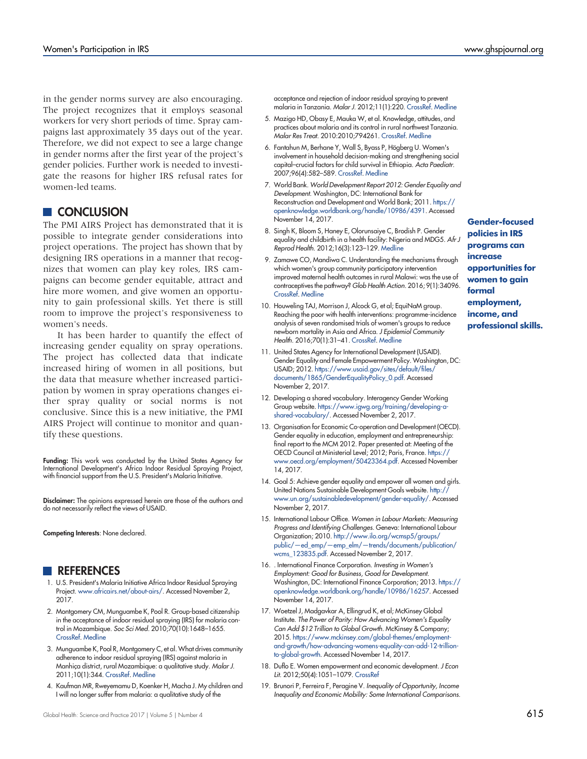in the gender norms survey are also encouraging. The project recognizes that it employs seasonal workers for very short periods of time. Spray campaigns last approximately 35 days out of the year. Therefore, we did not expect to see a large change in gender norms after the first year of the project's gender policies. Further work is needed to investigate the reasons for higher IRS refusal rates for women-led teams.

## CONCLUSION

The PMI AIRS Project has demonstrated that it is possible to integrate gender considerations into project operations. The project has shown that by designing IRS operations in a manner that recognizes that women can play key roles, IRS campaigns can become gender equitable, attract and hire more women, and give women an opportunity to gain professional skills. Yet there is still room to improve the project's responsiveness to women's needs.

It has been harder to quantify the effect of increasing gender equality on spray operations. The project has collected data that indicate increased hiring of women in all positions, but the data that measure whether increased participation by women in spray operations changes either spray quality or social norms is not conclusive. Since this is a new initiative, the PMI AIRS Project will continue to monitor and quantify these questions.

**Gender-focused policies in IRS programs can increase opportunities for women to gain formal employment, income, and professional skills.**

**Funding:** This work was conducted by the United States Agency for International Development's Africa Indoor Residual Spraying Project, with financial support from the U.S. President's Malaria Initiative.

**Disclaimer:** The opinions expressed herein are those of the authors and do not necessarily reflect the views of USAID.

**Competing Interests**: None declared.

## REFERENCES

1. U.S. President's Malaria Initiative Africa Indoor Residual Spraying Project. www.africairs.net/about-airs/. Accessed November 2, 2017.
2. Montgomery CM, Munguambe K, Pool R. Group-based citizenship in the acceptance of indoor residual spraying (IRS) for malaria control in Mozambique. *Soc Sci Med*. 2010;70(10):1648–1655. CrossRef. Medline
3. Munguambe K, Pool R, Montgomery C, et al. What drives community adherence to indoor residual spraying (IRS) against malaria in Manhiça district, rural Mozambique: a qualitative study. *Malar J*. 2011;10(1):344. CrossRef. Medline
4. Kaufman MR, Rweyemamu D, Koenker H, Macha J. My children and I will no longer suffer from malaria: a qualitative study of the acceptance and rejection of indoor residual spraying to prevent malaria in Tanzania. *Malar J*. 2012;11(1):220. CrossRef. Medline
5. Mazigo HD, Obasy E, Mauka W, et al. Knowledge, attitudes, and practices about malaria and its control in rural northwest Tanzania. *Malar Res Treat*. 2010:2010;794261. CrossRef. Medline
6. Fantahun M, Berhane Y, Wall S, Byass P, Högberg U. Women's involvement in household decision-making and strengthening social capital–crucial factors for child survival in Ethiopia. *Acta Paediatr*. 2007;96(4):582–589. CrossRef. Medline
7. World Bank. *World Development Report 2012: Gender Equality and Development*. Washington, DC: International Bank for Reconstruction and Development and World Bank; 2011. https://openknowledge.worldbank.org/handle/10986/4391. Accessed November 14, 2017.
8. Singh K, Bloom S, Haney E, Olorunsaiye C, Brodish P. Gender equality and childbirth in a health facility: Nigeria and MDG5. *Afr J Reprod Health*. 2012;16(3):123–129. Medline
9. Zamawe CO, Mandiwa C. Understanding the mechanisms through which women's group community participatory intervention improved maternal health outcomes in rural Malawi: was the use of contraceptives the pathway? *Glob Health Action*. 2016; 9(1):34096. CrossRef. Medline
10. Houweling TAJ, Morrison J, Alcock G, et al; EquiNaM group. Reaching the poor with health interventions: programme-incidence analysis of seven randomised trials of women's groups to reduce newborn mortality in Asia and Africa. *J Epidemiol Community Health*. 2016;70(1):31–41. CrossRef. Medline
11. United States Agency for International Development (USAID). Gender Equality and Female Empowerment Policy. Washington, DC: USAID; 2012. https://www.usaid.gov/sites/default/files/documents/1865/GenderEqualityPolicy_0.pdf. Accessed November 2, 2017.
12. Developing a shared vocabulary. Interagency Gender Working Group website. https://www.igwg.org/training/developing-a-shared-vocabulary/. Accessed November 2, 2017.
13. Organisation for Economic Co-operation and Development (OECD). Gender equality in education, employment and entrepreneurship: final report to the MCM 2012. Paper presented at: Meeting of the OECD Council at Ministerial Level; 2012; Paris, France. https://www.oecd.org/employment/50423364.pdf. Accessed November 14, 2017.
14. Goal 5: Achieve gender equality and empower all women and girls. United Nations Sustainable Development Goals website. http://www.un.org/sustainabledevelopment/gender-equality/. Accessed November 2, 2017.
15. International Labour Office. *Women in Labour Markets: Measuring Progress and Identifying Challenges*. Geneva: International Labour Organization; 2010. http://www.ilo.org/wcmsp5/groups/public/—ed_emp/—emp_elm/—trends/documents/publication/wcms_123835.pdf. Accessed November 2, 2017.
16. . International Finance Corporation. *Investing in Women's Employment: Good for Business, Good for Development*. Washington, DC: International Finance Corporation; 2013. https://openknowledge.worldbank.org/handle/10986/16257. Accessed November 14, 2017.
17. Woetzel J, Madgavkar A, Ellingrud K, et al; McKinsey Global Institute. *The Power of Parity: How Advancing Women's Equality Can Add $12 Trillion to Global Growth*. McKinsey & Company; 2015. https://www.mckinsey.com/global-themes/employment-and-growth/how-advancing-womens-equality-can-add-12-trillion-to-global-growth. Accessed November 14, 2017.
18. Duflo E. Women empowerment and economic development. *J Econ Lit*. 2012;50(4):1051–1079. CrossRef
19. Brunori P, Ferreira F, Peragine V. *Inequality of Opportunity, Income Inequality and Economic Mobility: Some International Comparisons*.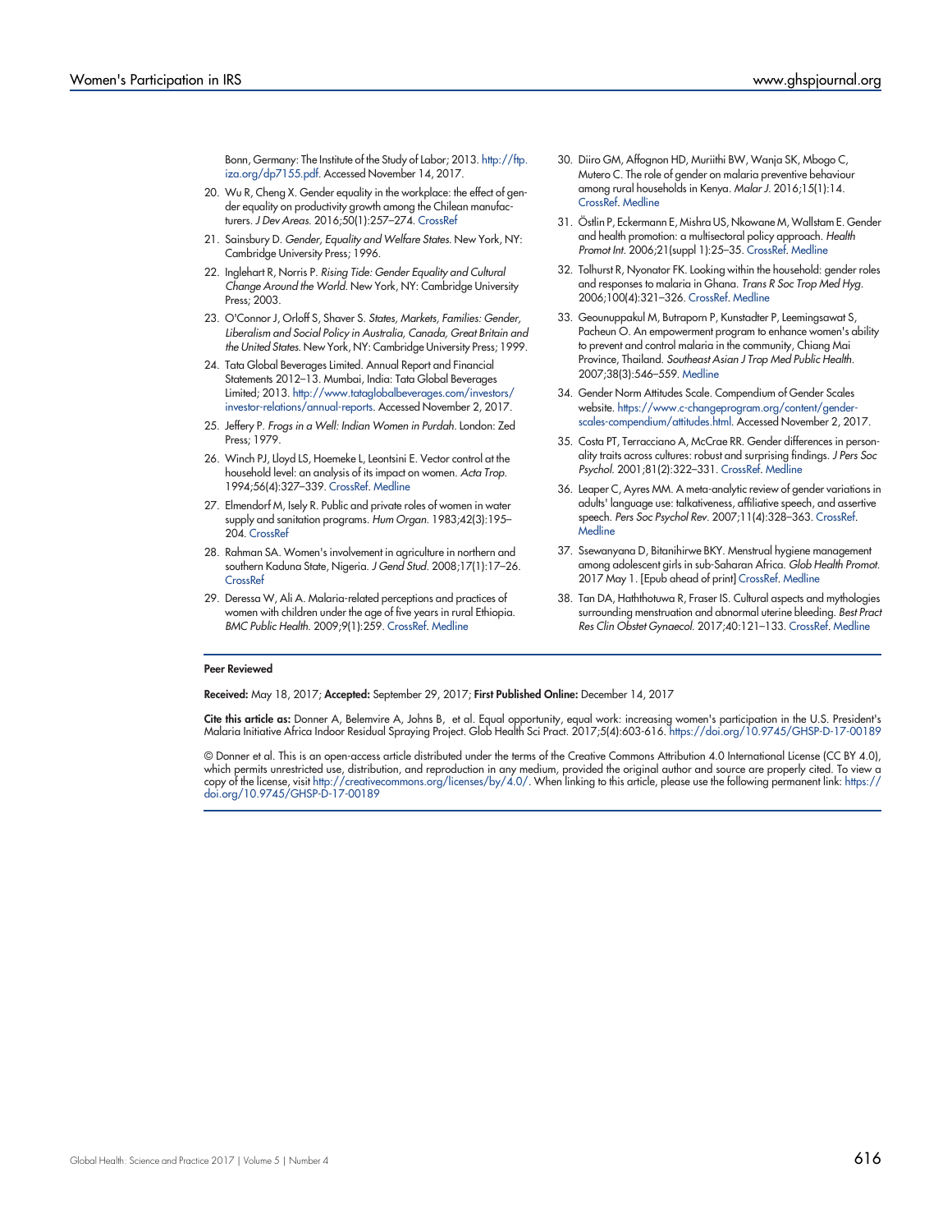Bonn, Germany: The Institute of the Study of Labor; 2013. http://ftp.iza.org/dp7155.pdf. Accessed November 14, 2017.

20. Wu R, Cheng X. Gender equality in the workplace: the effect of gender equality on productivity growth among the Chilean manufacturers. *J Dev Areas.* 2016;50(1):257–274. CrossRef
21. Sainsbury D. *Gender, Equality and Welfare States.* New York, NY: Cambridge University Press; 1996.
22. Inglehart R, Norris P. *Rising Tide: Gender Equality and Cultural Change Around the World.* New York, NY: Cambridge University Press; 2003.
23. O'Connor J, Orloff S, Shaver S. *States, Markets, Families: Gender, Liberalism and Social Policy in Australia, Canada, Great Britain and the United States.* New York, NY: Cambridge University Press; 1999.
24. Tata Global Beverages Limited. Annual Report and Financial Statements 2012–13. Mumbai, India: Tata Global Beverages Limited; 2013. http://www.tataglobalbeverages.com/investors/investor-relations/annual-reports. Accessed November 2, 2017.
25. Jeffery P. *Frogs in a Well: Indian Women in Purdah.* London: Zed Press; 1979.
26. Winch PJ, Lloyd LS, Hoemeke L, Leontsini E. Vector control at the household level: an analysis of its impact on women. *Acta Trop.* 1994;56(4):327–339. CrossRef. Medline
27. Elmendorf M, Isely R. Public and private roles of women in water supply and sanitation programs. *Hum Organ.* 1983;42(3):195–204. CrossRef
28. Rahman SA. Women's involvement in agriculture in northern and southern Kaduna State, Nigeria. *J Gend Stud.* 2008;17(1):17–26. CrossRef
29. Deressa W, Ali A. Malaria-related perceptions and practices of women with children under the age of five years in rural Ethiopia. *BMC Public Health.* 2009;9(1):259. CrossRef. Medline
30. Diiro GM, Affognon HD, Muriithi BW, Wanja SK, Mbogo C, Mutero C. The role of gender on malaria preventive behaviour among rural households in Kenya. *Malar J.* 2016;15(1):14. CrossRef. Medline
31. Östlin P, Eckermann E, Mishra US, Nkowane M, Wallstam E. Gender and health promotion: a multisectoral policy approach. *Health Promot Int.* 2006;21(suppl 1):25–35. CrossRef. Medline
32. Tolhurst R, Nyonator FK. Looking within the household: gender roles and responses to malaria in Ghana. *Trans R Soc Trop Med Hyg.* 2006;100(4):321–326. CrossRef. Medline
33. Geounuppakul M, Butraporn P, Kunstadter P, Leemingsawat S, Pacheun O. An empowerment program to enhance women's ability to prevent and control malaria in the community, Chiang Mai Province, Thailand. *Southeast Asian J Trop Med Public Health.* 2007;38(3):546–559. Medline
34. Gender Norm Attitudes Scale. Compendium of Gender Scales website. https://www.c-changeprogram.org/content/gender-scales-compendium/attitudes.html. Accessed November 2, 2017.
35. Costa PT, Terracciano A, McCrae RR. Gender differences in personality traits across cultures: robust and surprising findings. *J Pers Soc Psychol.* 2001;81(2):322–331. CrossRef. Medline
36. Leaper C, Ayres MM. A meta-analytic review of gender variations in adults' language use: talkativeness, affiliative speech, and assertive speech. *Pers Soc Psychol Rev.* 2007;11(4):328–363. CrossRef. Medline
37. Ssewanyana D, Bitanihirwe BKY. Menstrual hygiene management among adolescent girls in sub-Saharan Africa. *Glob Health Promot.* 2017 May 1. [Epub ahead of print] CrossRef. Medline
38. Tan DA, Haththotuwa R, Fraser IS. Cultural aspects and mythologies surrounding menstruation and abnormal uterine bleeding. *Best Pract Res Clin Obstet Gynaecol.* 2017;40:121–133. CrossRef. Medline

---

**Peer Reviewed**

**Received:** May 18, 2017; **Accepted:** September 29, 2017; **First Published Online:** December 14, 2017

**Cite this article as:** Donner A, Belemvire A, Johns B, et al. Equal opportunity, equal work: increasing women's participation in the U.S. President's Malaria Initiative Africa Indoor Residual Spraying Project. Glob Health Sci Pract. 2017;5(4):603-616. https://doi.org/10.9745/GHSP-D-17-00189

© Donner et al. This is an open-access article distributed under the terms of the Creative Commons Attribution 4.0 International License (CC BY 4.0), which permits unrestricted use, distribution, and reproduction in any medium, provided the original author and source are properly cited. To view a copy of the license, visit http://creativecommons.org/licenses/by/4.0/. When linking to this article, please use the following permanent link: https://doi.org/10.9745/GHSP-D-17-00189